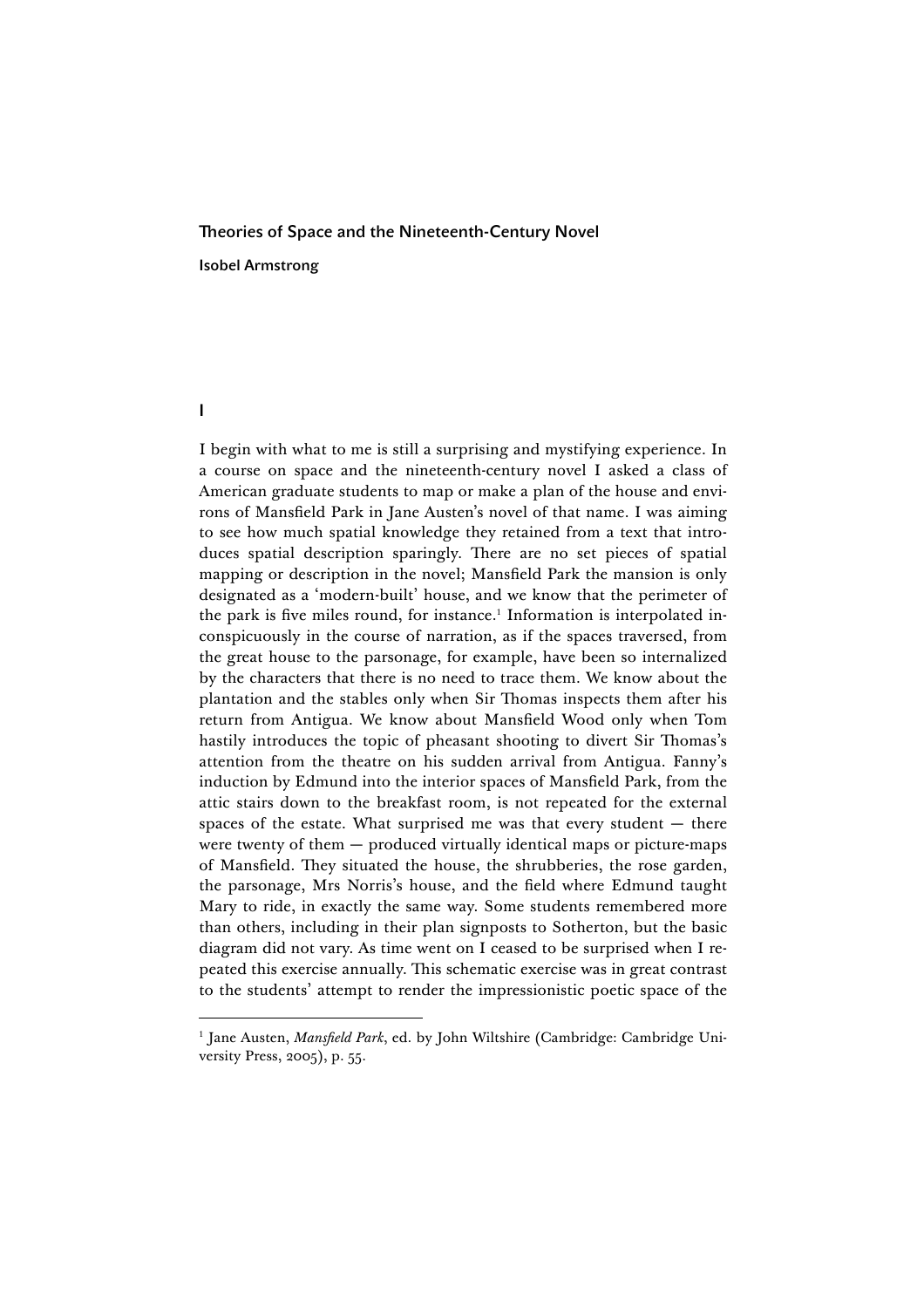# Theories of Space and the Nineteenth-Century Novel

**Isobel Armstrong**

## I

I begin with what to me is still a surprising and mystifying experience. In a course on space and the nineteenth-century novel I asked a class of American graduate students to map or make a plan of the house and environs of Mansfield Park in Jane Austen's novel of that name. I was aiming to see how much spatial knowledge they retained from a text that introduces spatial description sparingly. There are no set pieces of spatial mapping or description in the novel; Mansfield Park the mansion is only designated as a 'modern-built' house, and we know that the perimeter of the park is five miles round, for instance.[1] Information is interpolated inconspicuously in the course of narration, as if the spaces traversed, from the great house to the parsonage, for example, have been so internalized by the characters that there is no need to trace them. We know about the plantation and the stables only when Sir Thomas inspects them after his return from Antigua. We know about Mansfield Wood only when Tom hastily introduces the topic of pheasant shooting to divert Sir Thomas's attention from the theatre on his sudden arrival from Antigua. Fanny's induction by Edmund into the interior spaces of Mansfield Park, from the attic stairs down to the breakfast room, is not repeated for the external spaces of the estate. What surprised me was that every student — there were twenty of them — produced virtually identical maps or picture-maps of Mansfield. They situated the house, the shrubberies, the rose garden, the parsonage, Mrs Norris's house, and the field where Edmund taught Mary to ride, in exactly the same way. Some students remembered more than others, including in their plan signposts to Sotherton, but the basic diagram did not vary. As time went on I ceased to be surprised when I repeated this exercise annually. This schematic exercise was in great contrast to the students' attempt to render the impressionistic poetic space of the

---

[1] Jane Austen, *Mansfield Park*, ed. by John Wiltshire (Cambridge: Cambridge University Press, 2005), p. 55.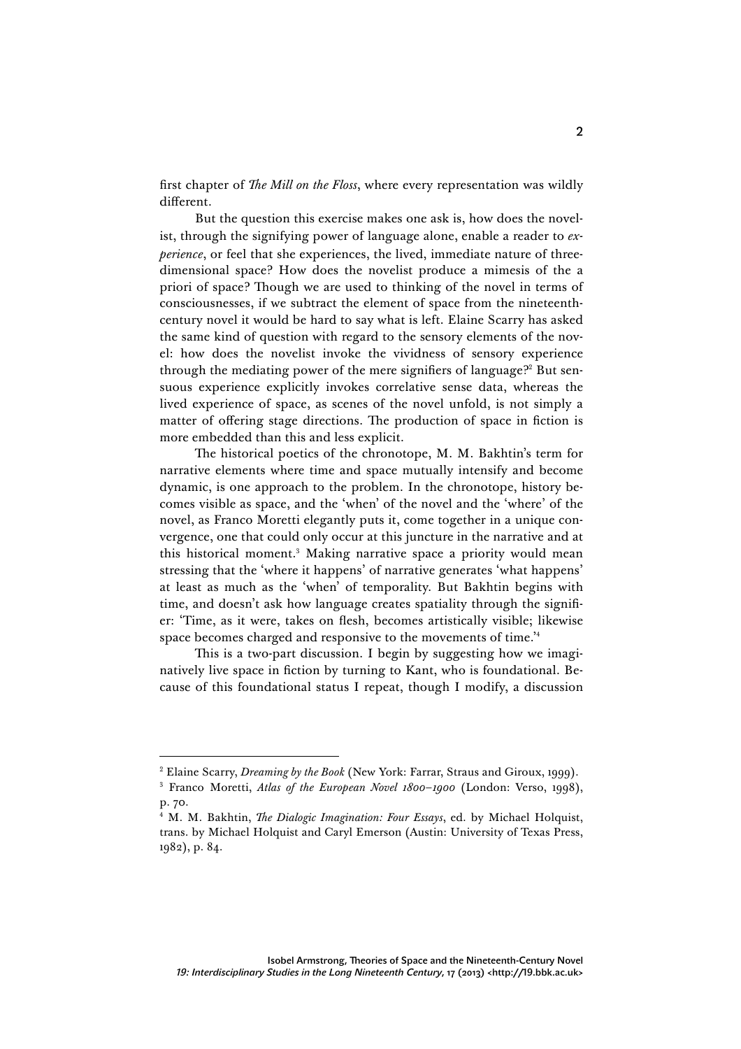first chapter of *The Mill on the Floss*, where every representation was wildly different.

But the question this exercise makes one ask is, how does the novelist, through the signifying power of language alone, enable a reader to *experience*, or feel that she experiences, the lived, immediate nature of three-dimensional space? How does the novelist produce a mimesis of the a priori of space? Though we are used to thinking of the novel in terms of consciousnesses, if we subtract the element of space from the nineteenth-century novel it would be hard to say what is left. Elaine Scarry has asked the same kind of question with regard to the sensory elements of the novel: how does the novelist invoke the vividness of sensory experience through the mediating power of the mere signifiers of language?[2] But sensuous experience explicitly invokes correlative sense data, whereas the lived experience of space, as scenes of the novel unfold, is not simply a matter of offering stage directions. The production of space in fiction is more embedded than this and less explicit.

The historical poetics of the chronotope, M. M. Bakhtin's term for narrative elements where time and space mutually intensify and become dynamic, is one approach to the problem. In the chronotope, history becomes visible as space, and the 'when' of the novel and the 'where' of the novel, as Franco Moretti elegantly puts it, come together in a unique convergence, one that could only occur at this juncture in the narrative and at this historical moment.[3] Making narrative space a priority would mean stressing that the 'where it happens' of narrative generates 'what happens' at least as much as the 'when' of temporality. But Bakhtin begins with time, and doesn't ask how language creates spatiality through the signifier: 'Time, as it were, takes on flesh, becomes artistically visible; likewise space becomes charged and responsive to the movements of time.'[4]

This is a two-part discussion. I begin by suggesting how we imaginatively live space in fiction by turning to Kant, who is foundational. Because of this foundational status I repeat, though I modify, a discussion

---

[2] Elaine Scarry, *Dreaming by the Book* (New York: Farrar, Straus and Giroux, 1999).

[3] Franco Moretti, *Atlas of the European Novel 1800–1900* (London: Verso, 1998), p. 70.

[4] M. M. Bakhtin, *The Dialogic Imagination: Four Essays*, ed. by Michael Holquist, trans. by Michael Holquist and Caryl Emerson (Austin: University of Texas Press, 1982), p. 84.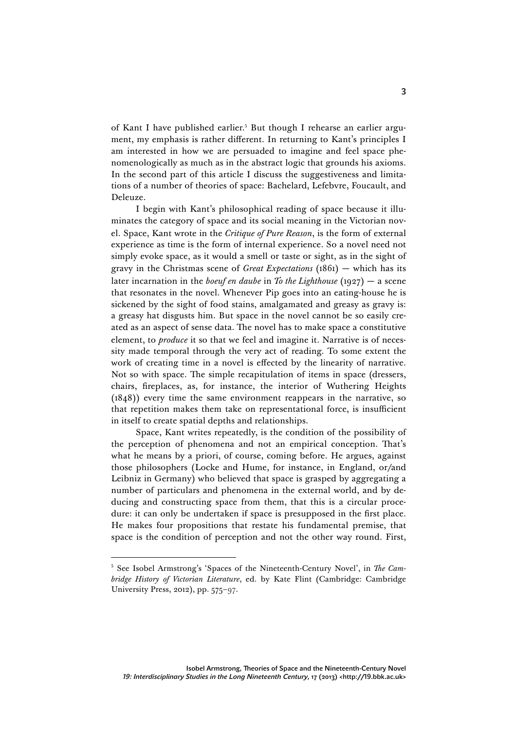of Kant I have published earlier.[5] But though I rehearse an earlier argument, my emphasis is rather different. In returning to Kant's principles I am interested in how we are persuaded to imagine and feel space phenomenologically as much as in the abstract logic that grounds his axioms. In the second part of this article I discuss the suggestiveness and limitations of a number of theories of space: Bachelard, Lefebvre, Foucault, and Deleuze.

I begin with Kant's philosophical reading of space because it illuminates the category of space and its social meaning in the Victorian novel. Space, Kant wrote in the *Critique of Pure Reason*, is the form of external experience as time is the form of internal experience. So a novel need not simply evoke space, as it would a smell or taste or sight, as in the sight of gravy in the Christmas scene of *Great Expectations* (1861) — which has its later incarnation in the *boeuf en daube* in *To the Lighthouse* (1927) — a scene that resonates in the novel. Whenever Pip goes into an eating-house he is sickened by the sight of food stains, amalgamated and greasy as gravy is: a greasy hat disgusts him. But space in the novel cannot be so easily created as an aspect of sense data. The novel has to make space a constitutive element, to *produce* it so that we feel and imagine it. Narrative is of necessity made temporal through the very act of reading. To some extent the work of creating time in a novel is effected by the linearity of narrative. Not so with space. The simple recapitulation of items in space (dressers, chairs, fireplaces, as, for instance, the interior of Wuthering Heights (1848)) every time the same environment reappears in the narrative, so that repetition makes them take on representational force, is insufficient in itself to create spatial depths and relationships.

Space, Kant writes repeatedly, is the condition of the possibility of the perception of phenomena and not an empirical conception. That's what he means by a priori, of course, coming before. He argues, against those philosophers (Locke and Hume, for instance, in England, or/and Leibniz in Germany) who believed that space is grasped by aggregating a number of particulars and phenomena in the external world, and by deducing and constructing space from them, that this is a circular procedure: it can only be undertaken if space is presupposed in the first place. He makes four propositions that restate his fundamental premise, that space is the condition of perception and not the other way round. First,

[5] See Isobel Armstrong's 'Spaces of the Nineteenth-Century Novel', in *The Cambridge History of Victorian Literature*, ed. by Kate Flint (Cambridge: Cambridge University Press, 2012), pp. 575–97.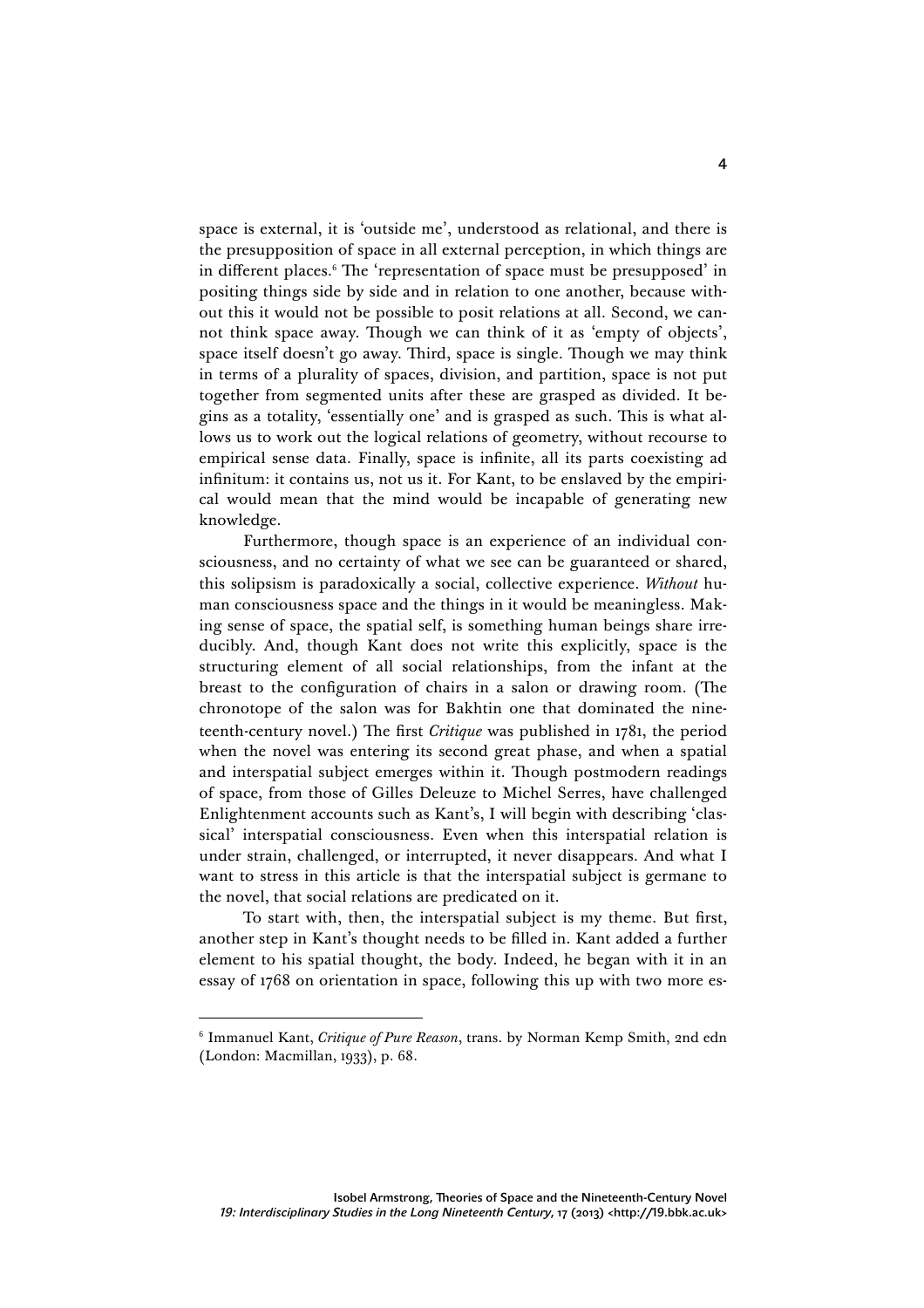space is external, it is 'outside me', understood as relational, and there is the presupposition of space in all external perception, in which things are in different places.[6] The 'representation of space must be presupposed' in positing things side by side and in relation to one another, because without this it would not be possible to posit relations at all. Second, we cannot think space away. Though we can think of it as 'empty of objects', space itself doesn't go away. Third, space is single. Though we may think in terms of a plurality of spaces, division, and partition, space is not put together from segmented units after these are grasped as divided. It begins as a totality, 'essentially one' and is grasped as such. This is what allows us to work out the logical relations of geometry, without recourse to empirical sense data. Finally, space is infinite, all its parts coexisting ad infinitum: it contains us, not us it. For Kant, to be enslaved by the empirical would mean that the mind would be incapable of generating new knowledge.

Furthermore, though space is an experience of an individual consciousness, and no certainty of what we see can be guaranteed or shared, this solipsism is paradoxically a social, collective experience. *Without* human consciousness space and the things in it would be meaningless. Making sense of space, the spatial self, is something human beings share irreducibly. And, though Kant does not write this explicitly, space is the structuring element of all social relationships, from the infant at the breast to the configuration of chairs in a salon or drawing room. (The chronotope of the salon was for Bakhtin one that dominated the nineteenth-century novel.) The first *Critique* was published in 1781, the period when the novel was entering its second great phase, and when a spatial and interspatial subject emerges within it. Though postmodern readings of space, from those of Gilles Deleuze to Michel Serres, have challenged Enlightenment accounts such as Kant's, I will begin with describing 'classical' interspatial consciousness. Even when this interspatial relation is under strain, challenged, or interrupted, it never disappears. And what I want to stress in this article is that the interspatial subject is germane to the novel, that social relations are predicated on it.

To start with, then, the interspatial subject is my theme. But first, another step in Kant's thought needs to be filled in. Kant added a further element to his spatial thought, the body. Indeed, he began with it in an essay of 1768 on orientation in space, following this up with two more es-

---

[6] Immanuel Kant, *Critique of Pure Reason*, trans. by Norman Kemp Smith, 2nd edn (London: Macmillan, 1933), p. 68.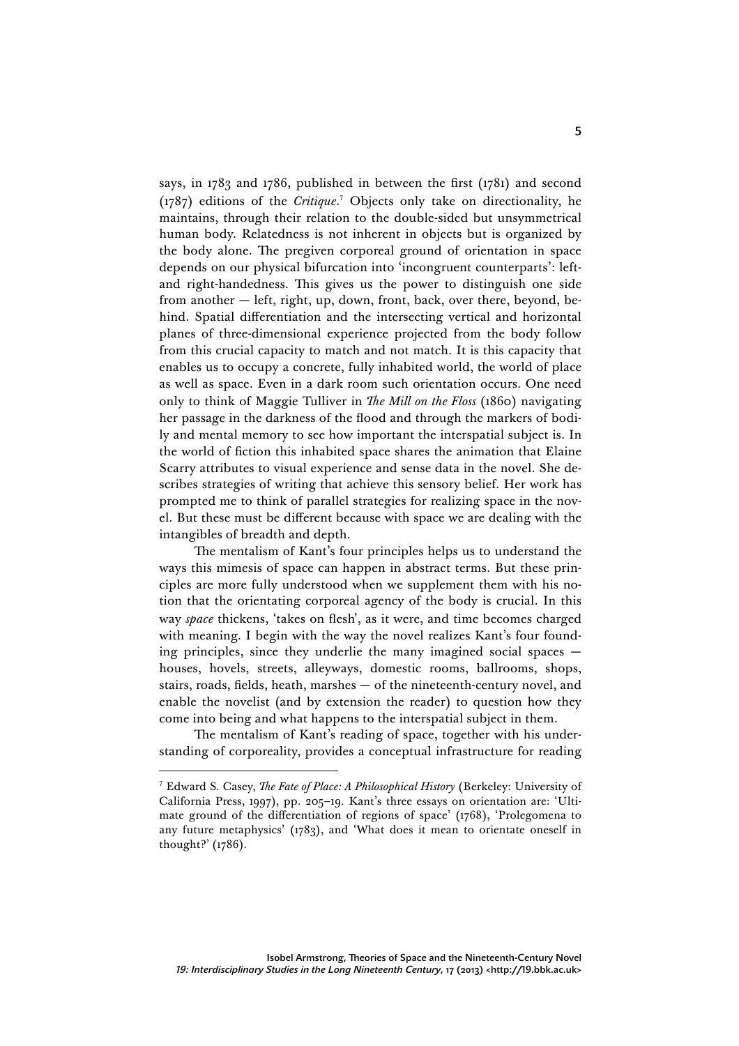says, in 1783 and 1786, published in between the first (1781) and second (1787) editions of the *Critique*.[7] Objects only take on directionality, he maintains, through their relation to the double-sided but unsymmetrical human body. Relatedness is not inherent in objects but is organized by the body alone. The pregiven corporeal ground of orientation in space depends on our physical bifurcation into 'incongruent counterparts': left- and right-handedness. This gives us the power to distinguish one side from another — left, right, up, down, front, back, over there, beyond, behind. Spatial differentiation and the intersecting vertical and horizontal planes of three-dimensional experience projected from the body follow from this crucial capacity to match and not match. It is this capacity that enables us to occupy a concrete, fully inhabited world, the world of place as well as space. Even in a dark room such orientation occurs. One need only to think of Maggie Tulliver in *The Mill on the Floss* (1860) navigating her passage in the darkness of the flood and through the markers of bodily and mental memory to see how important the interspatial subject is. In the world of fiction this inhabited space shares the animation that Elaine Scarry attributes to visual experience and sense data in the novel. She describes strategies of writing that achieve this sensory belief. Her work has prompted me to think of parallel strategies for realizing space in the novel. But these must be different because with space we are dealing with the intangibles of breadth and depth.

The mentalism of Kant's four principles helps us to understand the ways this mimesis of space can happen in abstract terms. But these principles are more fully understood when we supplement them with his notion that the orientating corporeal agency of the body is crucial. In this way *space* thickens, 'takes on flesh', as it were, and time becomes charged with meaning. I begin with the way the novel realizes Kant's four founding principles, since they underlie the many imagined social spaces — houses, hovels, streets, alleyways, domestic rooms, ballrooms, shops, stairs, roads, fields, heath, marshes — of the nineteenth-century novel, and enable the novelist (and by extension the reader) to question how they come into being and what happens to the interspatial subject in them.

The mentalism of Kant's reading of space, together with his understanding of corporeality, provides a conceptual infrastructure for reading

---

[7] Edward S. Casey, *The Fate of Place: A Philosophical History* (Berkeley: University of California Press, 1997), pp. 205–19. Kant's three essays on orientation are: 'Ultimate ground of the differentiation of regions of space' (1768), 'Prolegomena to any future metaphysics' (1783), and 'What does it mean to orientate oneself in thought?' (1786).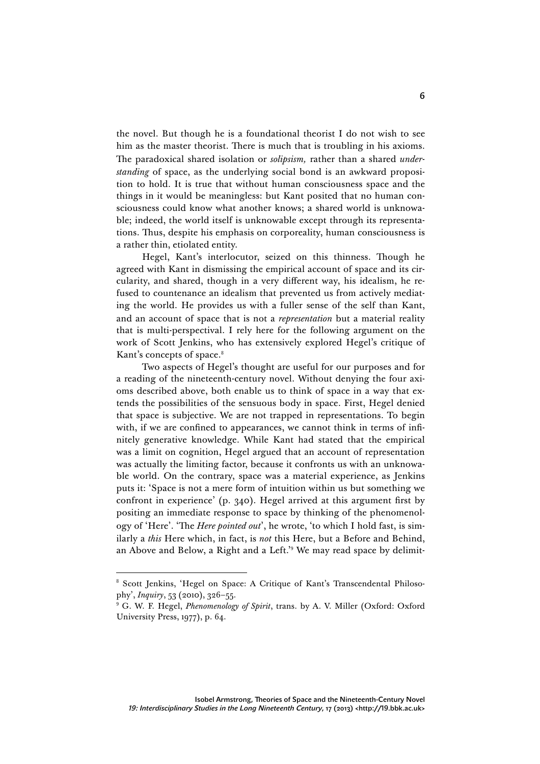the novel. But though he is a foundational theorist I do not wish to see him as the master theorist. There is much that is troubling in his axioms. The paradoxical shared isolation or *solipsism,* rather than a shared *understanding* of space, as the underlying social bond is an awkward proposition to hold. It is true that without human consciousness space and the things in it would be meaningless: but Kant posited that no human consciousness could know what another knows; a shared world is unknowable; indeed, the world itself is unknowable except through its representations. Thus, despite his emphasis on corporeality, human consciousness is a rather thin, etiolated entity.

Hegel, Kant's interlocutor, seized on this thinness. Though he agreed with Kant in dismissing the empirical account of space and its circularity, and shared, though in a very different way, his idealism, he refused to countenance an idealism that prevented us from actively mediating the world. He provides us with a fuller sense of the self than Kant, and an account of space that is not a *representation* but a material reality that is multi-perspectival. I rely here for the following argument on the work of Scott Jenkins, who has extensively explored Hegel's critique of Kant's concepts of space.[8]

Two aspects of Hegel's thought are useful for our purposes and for a reading of the nineteenth-century novel. Without denying the four axioms described above, both enable us to think of space in a way that extends the possibilities of the sensuous body in space. First, Hegel denied that space is subjective. We are not trapped in representations. To begin with, if we are confined to appearances, we cannot think in terms of infinitely generative knowledge. While Kant had stated that the empirical was a limit on cognition, Hegel argued that an account of representation was actually the limiting factor, because it confronts us with an unknowable world. On the contrary, space was a material experience, as Jenkins puts it: 'Space is not a mere form of intuition within us but something we confront in experience' (p. 340). Hegel arrived at this argument first by positing an immediate response to space by thinking of the phenomenology of 'Here'. 'The *Here pointed out*', he wrote, 'to which I hold fast, is similarly a *this* Here which, in fact, is *not* this Here, but a Before and Behind, an Above and Below, a Right and a Left.'[9] We may read space by delimit-

---

[8] Scott Jenkins, 'Hegel on Space: A Critique of Kant's Transcendental Philosophy', *Inquiry*, 53 (2010), 326–55.

[9] G. W. F. Hegel, *Phenomenology of Spirit*, trans. by A. V. Miller (Oxford: Oxford University Press, 1977), p. 64.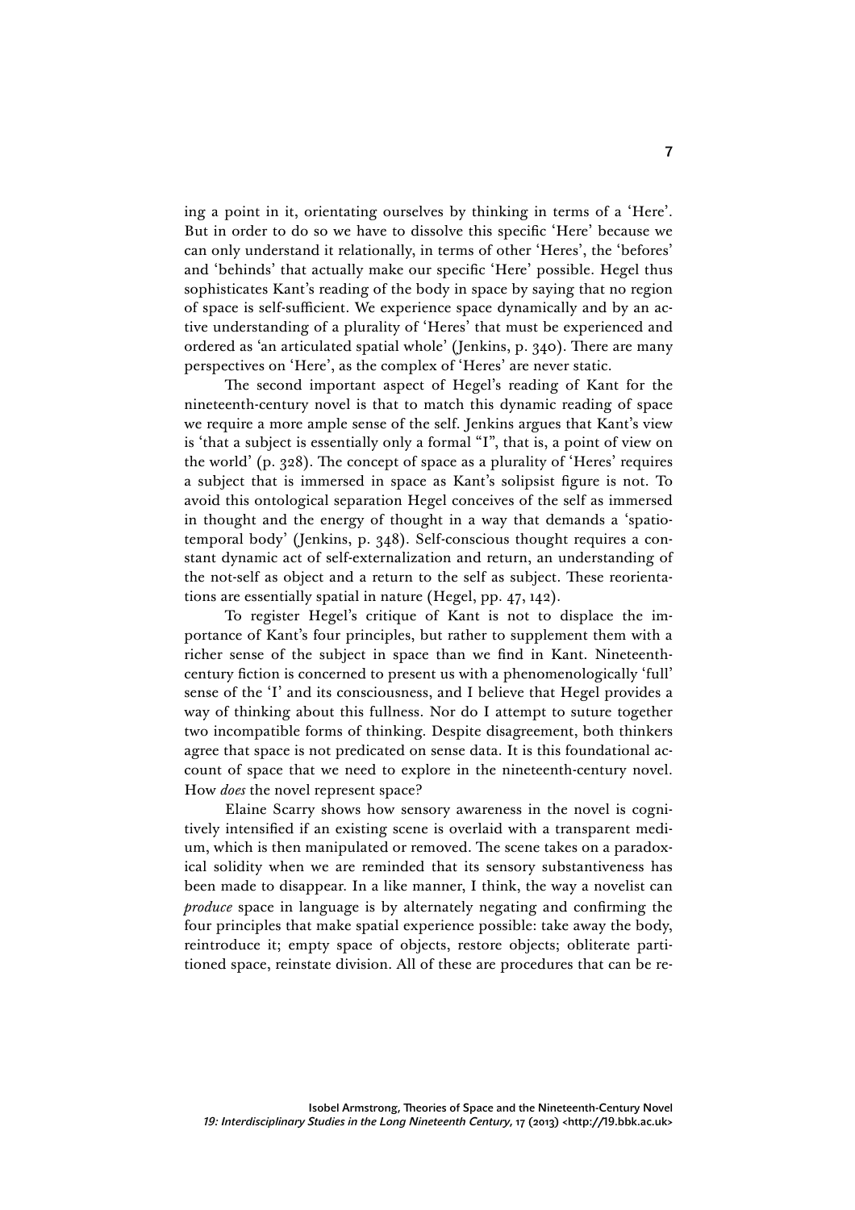ing a point in it, orientating ourselves by thinking in terms of a 'Here'. But in order to do so we have to dissolve this specific 'Here' because we can only understand it relationally, in terms of other 'Heres', the 'befores' and 'behinds' that actually make our specific 'Here' possible. Hegel thus sophisticates Kant's reading of the body in space by saying that no region of space is self-sufficient. We experience space dynamically and by an active understanding of a plurality of 'Heres' that must be experienced and ordered as 'an articulated spatial whole' (Jenkins, p. 340). There are many perspectives on 'Here', as the complex of 'Heres' are never static.

The second important aspect of Hegel's reading of Kant for the nineteenth-century novel is that to match this dynamic reading of space we require a more ample sense of the self. Jenkins argues that Kant's view is 'that a subject is essentially only a formal "I", that is, a point of view on the world' (p. 328). The concept of space as a plurality of 'Heres' requires a subject that is immersed in space as Kant's solipsist figure is not. To avoid this ontological separation Hegel conceives of the self as immersed in thought and the energy of thought in a way that demands a 'spatio-temporal body' (Jenkins, p. 348). Self-conscious thought requires a constant dynamic act of self-externalization and return, an understanding of the not-self as object and a return to the self as subject. These reorientations are essentially spatial in nature (Hegel, pp. 47, 142).

To register Hegel's critique of Kant is not to displace the importance of Kant's four principles, but rather to supplement them with a richer sense of the subject in space than we find in Kant. Nineteenth-century fiction is concerned to present us with a phenomenologically 'full' sense of the 'I' and its consciousness, and I believe that Hegel provides a way of thinking about this fullness. Nor do I attempt to suture together two incompatible forms of thinking. Despite disagreement, both thinkers agree that space is not predicated on sense data. It is this foundational account of space that we need to explore in the nineteenth-century novel. How *does* the novel represent space?

Elaine Scarry shows how sensory awareness in the novel is cognitively intensified if an existing scene is overlaid with a transparent medium, which is then manipulated or removed. The scene takes on a paradoxical solidity when we are reminded that its sensory substantiveness has been made to disappear. In a like manner, I think, the way a novelist can *produce* space in language is by alternately negating and confirming the four principles that make spatial experience possible: take away the body, reintroduce it; empty space of objects, restore objects; obliterate partitioned space, reinstate division. All of these are procedures that can be re-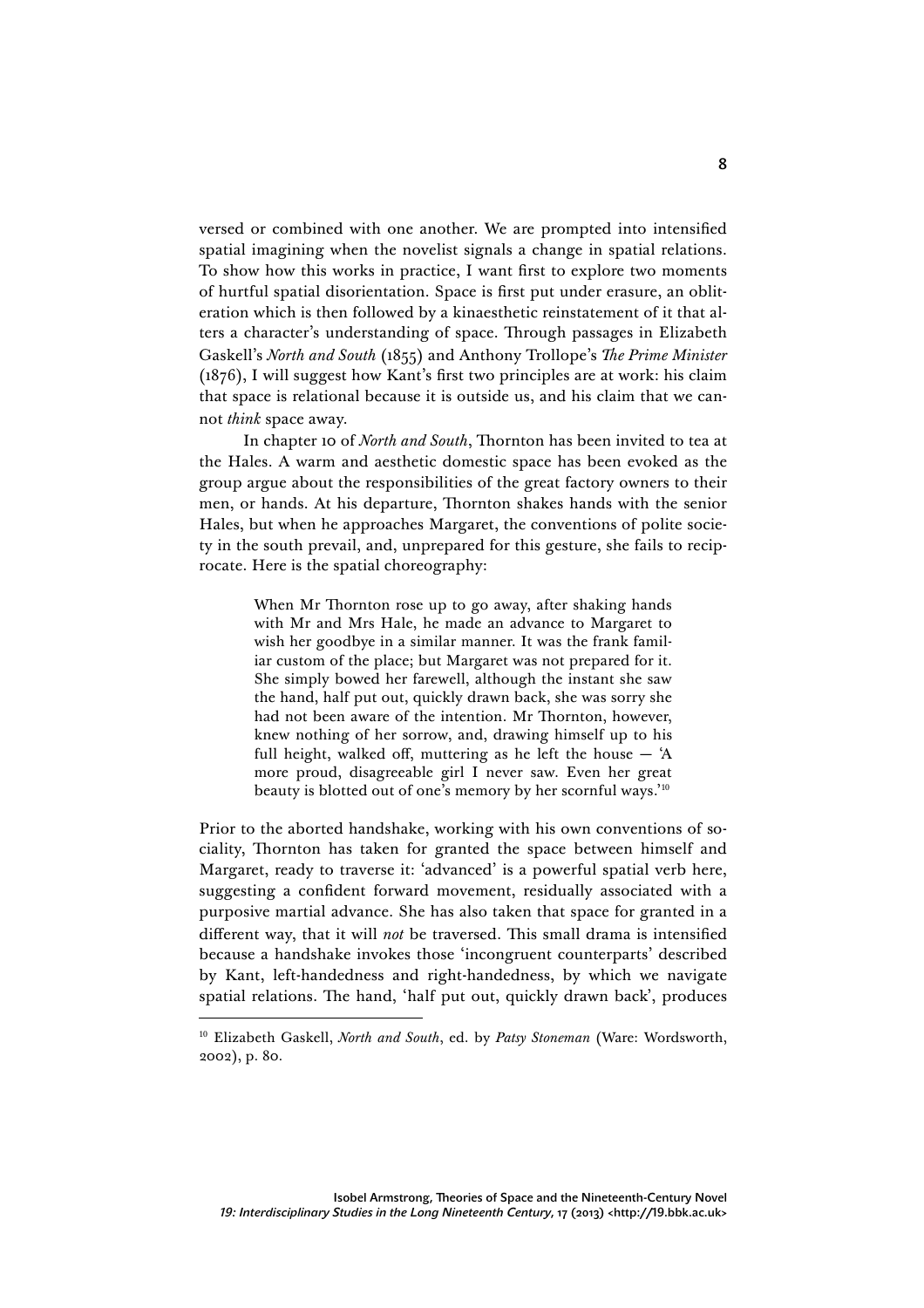versed or combined with one another. We are prompted into intensified spatial imagining when the novelist signals a change in spatial relations. To show how this works in practice, I want first to explore two moments of hurtful spatial disorientation. Space is first put under erasure, an obliteration which is then followed by a kinaesthetic reinstatement of it that alters a character's understanding of space. Through passages in Elizabeth Gaskell's *North and South* (1855) and Anthony Trollope's *The Prime Minister* (1876), I will suggest how Kant's first two principles are at work: his claim that space is relational because it is outside us, and his claim that we cannot *think* space away.

In chapter 10 of *North and South*, Thornton has been invited to tea at the Hales. A warm and aesthetic domestic space has been evoked as the group argue about the responsibilities of the great factory owners to their men, or hands. At his departure, Thornton shakes hands with the senior Hales, but when he approaches Margaret, the conventions of polite society in the south prevail, and, unprepared for this gesture, she fails to reciprocate. Here is the spatial choreography:

> When Mr Thornton rose up to go away, after shaking hands with Mr and Mrs Hale, he made an advance to Margaret to wish her goodbye in a similar manner. It was the frank familiar custom of the place; but Margaret was not prepared for it. She simply bowed her farewell, although the instant she saw the hand, half put out, quickly drawn back, she was sorry she had not been aware of the intention. Mr Thornton, however, knew nothing of her sorrow, and, drawing himself up to his full height, walked off, muttering as he left the house — 'A more proud, disagreeable girl I never saw. Even her great beauty is blotted out of one's memory by her scornful ways.'[10]

Prior to the aborted handshake, working with his own conventions of sociality, Thornton has taken for granted the space between himself and Margaret, ready to traverse it: 'advanced' is a powerful spatial verb here, suggesting a confident forward movement, residually associated with a purposive martial advance. She has also taken that space for granted in a different way, that it will *not* be traversed. This small drama is intensified because a handshake invokes those 'incongruent counterparts' described by Kant, left-handedness and right-handedness, by which we navigate spatial relations. The hand, 'half put out, quickly drawn back', produces

---

[10] Elizabeth Gaskell, *North and South*, ed. by *Patsy Stoneman* (Ware: Wordsworth, 2002), p. 80.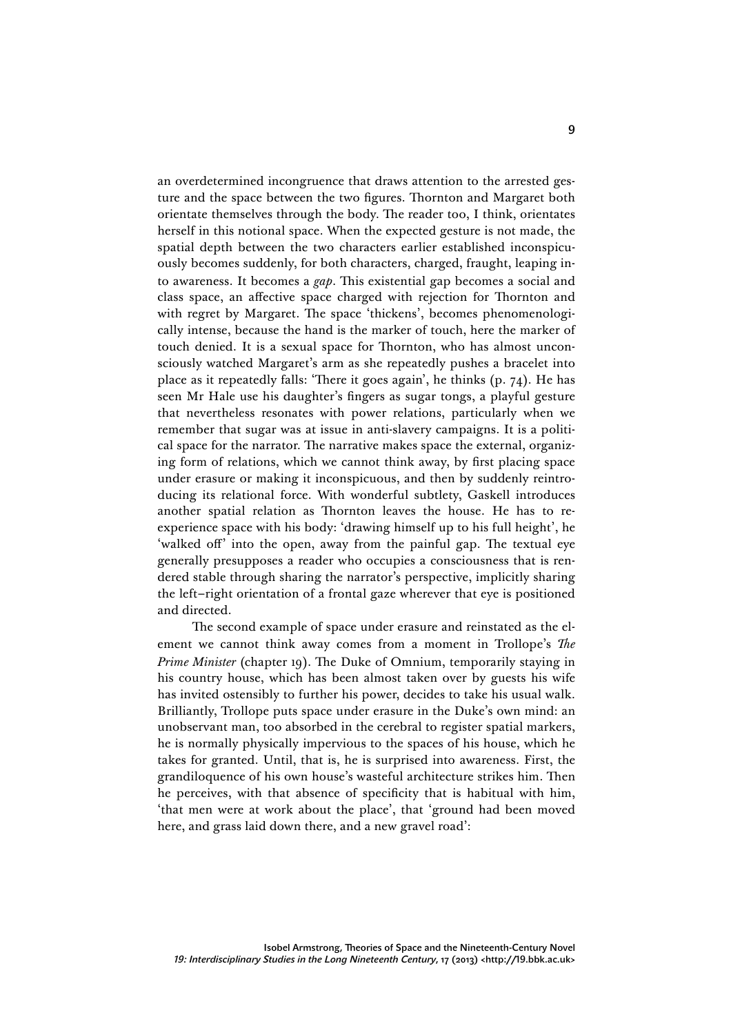an overdetermined incongruence that draws attention to the arrested gesture and the space between the two figures. Thornton and Margaret both orientate themselves through the body. The reader too, I think, orientates herself in this notional space. When the expected gesture is not made, the spatial depth between the two characters earlier established inconspicuously becomes suddenly, for both characters, charged, fraught, leaping into awareness. It becomes a *gap*. This existential gap becomes a social and class space, an affective space charged with rejection for Thornton and with regret by Margaret. The space 'thickens', becomes phenomenologically intense, because the hand is the marker of touch, here the marker of touch denied. It is a sexual space for Thornton, who has almost unconsciously watched Margaret's arm as she repeatedly pushes a bracelet into place as it repeatedly falls: 'There it goes again', he thinks (p. 74). He has seen Mr Hale use his daughter's fingers as sugar tongs, a playful gesture that nevertheless resonates with power relations, particularly when we remember that sugar was at issue in anti-slavery campaigns. It is a political space for the narrator. The narrative makes space the external, organizing form of relations, which we cannot think away, by first placing space under erasure or making it inconspicuous, and then by suddenly reintroducing its relational force. With wonderful subtlety, Gaskell introduces another spatial relation as Thornton leaves the house. He has to re-experience space with his body: 'drawing himself up to his full height', he 'walked off' into the open, away from the painful gap. The textual eye generally presupposes a reader who occupies a consciousness that is rendered stable through sharing the narrator's perspective, implicitly sharing the left–right orientation of a frontal gaze wherever that eye is positioned and directed.

The second example of space under erasure and reinstated as the element we cannot think away comes from a moment in Trollope's *The Prime Minister* (chapter 19). The Duke of Omnium, temporarily staying in his country house, which has been almost taken over by guests his wife has invited ostensibly to further his power, decides to take his usual walk. Brilliantly, Trollope puts space under erasure in the Duke's own mind: an unobservant man, too absorbed in the cerebral to register spatial markers, he is normally physically impervious to the spaces of his house, which he takes for granted. Until, that is, he is surprised into awareness. First, the grandiloquence of his own house's wasteful architecture strikes him. Then he perceives, with that absence of specificity that is habitual with him, 'that men were at work about the place', that 'ground had been moved here, and grass laid down there, and a new gravel road':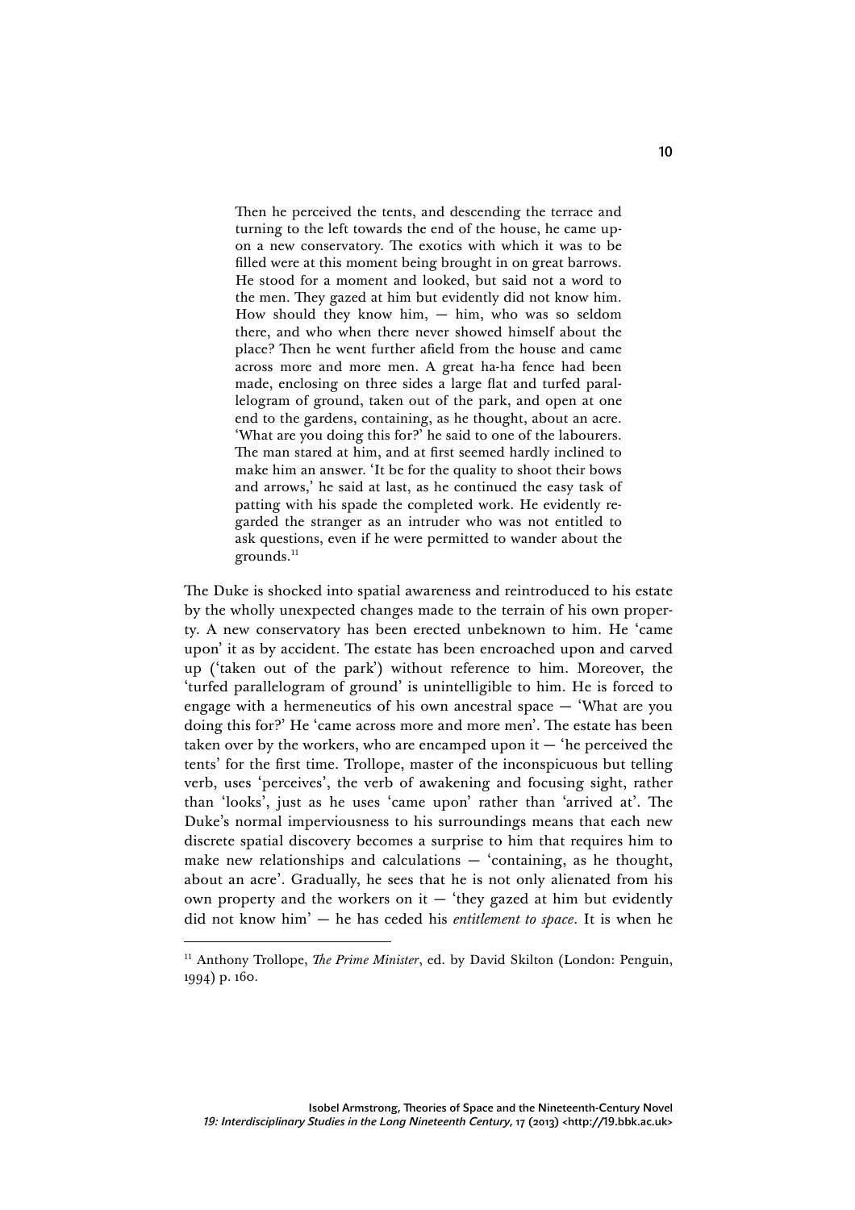> Then he perceived the tents, and descending the terrace and turning to the left towards the end of the house, he came upon a new conservatory. The exotics with which it was to be filled were at this moment being brought in on great barrows. He stood for a moment and looked, but said not a word to the men. They gazed at him but evidently did not know him. How should they know him, — him, who was so seldom there, and who when there never showed himself about the place? Then he went further afield from the house and came across more and more men. A great ha-ha fence had been made, enclosing on three sides a large flat and turfed parallelogram of ground, taken out of the park, and open at one end to the gardens, containing, as he thought, about an acre. 'What are you doing this for?' he said to one of the labourers. The man stared at him, and at first seemed hardly inclined to make him an answer. 'It be for the quality to shoot their bows and arrows,' he said at last, as he continued the easy task of patting with his spade the completed work. He evidently regarded the stranger as an intruder who was not entitled to ask questions, even if he were permitted to wander about the grounds.[11]

The Duke is shocked into spatial awareness and reintroduced to his estate by the wholly unexpected changes made to the terrain of his own property. A new conservatory has been erected unbeknown to him. He 'came upon' it as by accident. The estate has been encroached upon and carved up ('taken out of the park') without reference to him. Moreover, the 'turfed parallelogram of ground' is unintelligible to him. He is forced to engage with a hermeneutics of his own ancestral space — 'What are you doing this for?' He 'came across more and more men'. The estate has been taken over by the workers, who are encamped upon it — 'he perceived the tents' for the first time. Trollope, master of the inconspicuous but telling verb, uses 'perceives', the verb of awakening and focusing sight, rather than 'looks', just as he uses 'came upon' rather than 'arrived at'. The Duke's normal imperviousness to his surroundings means that each new discrete spatial discovery becomes a surprise to him that requires him to make new relationships and calculations — 'containing, as he thought, about an acre'. Gradually, he sees that he is not only alienated from his own property and the workers on it — 'they gazed at him but evidently did not know him' — he has ceded his *entitlement to space*. It is when he

---

[11] Anthony Trollope, *The Prime Minister*, ed. by David Skilton (London: Penguin, 1994) p. 160.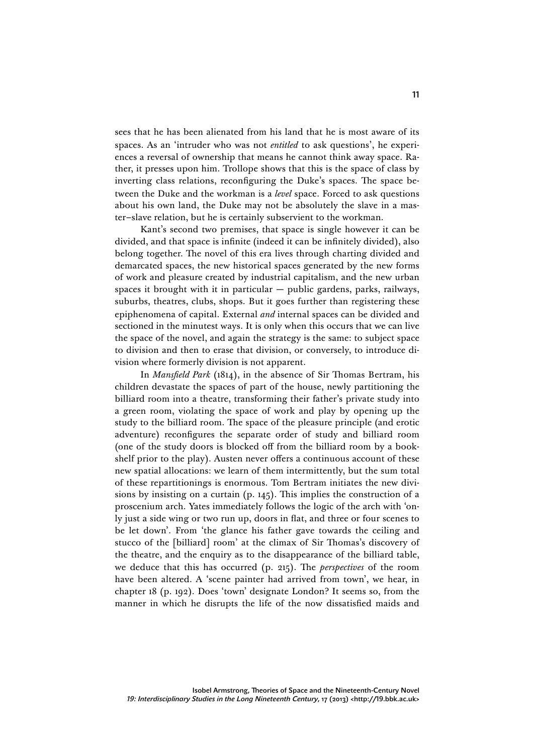sees that he has been alienated from his land that he is most aware of its spaces. As an 'intruder who was not *entitled* to ask questions', he experiences a reversal of ownership that means he cannot think away space. Rather, it presses upon him. Trollope shows that this is the space of class by inverting class relations, reconfiguring the Duke's spaces. The space between the Duke and the workman is a *level* space. Forced to ask questions about his own land, the Duke may not be absolutely the slave in a master–slave relation, but he is certainly subservient to the workman.

Kant's second two premises, that space is single however it can be divided, and that space is infinite (indeed it can be infinitely divided), also belong together. The novel of this era lives through charting divided and demarcated spaces, the new historical spaces generated by the new forms of work and pleasure created by industrial capitalism, and the new urban spaces it brought with it in particular — public gardens, parks, railways, suburbs, theatres, clubs, shops. But it goes further than registering these epiphenomena of capital. External *and* internal spaces can be divided and sectioned in the minutest ways. It is only when this occurs that we can live the space of the novel, and again the strategy is the same: to subject space to division and then to erase that division, or conversely, to introduce division where formerly division is not apparent.

In *Mansfield Park* (1814), in the absence of Sir Thomas Bertram, his children devastate the spaces of part of the house, newly partitioning the billiard room into a theatre, transforming their father's private study into a green room, violating the space of work and play by opening up the study to the billiard room. The space of the pleasure principle (and erotic adventure) reconfigures the separate order of study and billiard room (one of the study doors is blocked off from the billiard room by a bookshelf prior to the play). Austen never offers a continuous account of these new spatial allocations: we learn of them intermittently, but the sum total of these repartitionings is enormous. Tom Bertram initiates the new divisions by insisting on a curtain (p. 145). This implies the construction of a proscenium arch. Yates immediately follows the logic of the arch with 'only just a side wing or two run up, doors in flat, and three or four scenes to be let down'. From 'the glance his father gave towards the ceiling and stucco of the [billiard] room' at the climax of Sir Thomas's discovery of the theatre, and the enquiry as to the disappearance of the billiard table, we deduce that this has occurred (p. 215). The *perspectives* of the room have been altered. A 'scene painter had arrived from town', we hear, in chapter 18 (p. 192). Does 'town' designate London? It seems so, from the manner in which he disrupts the life of the now dissatisfied maids and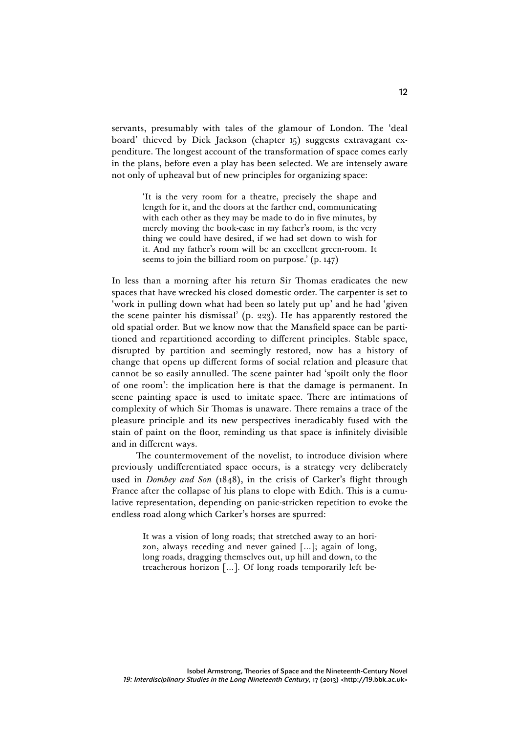servants, presumably with tales of the glamour of London. The 'deal board' thieved by Dick Jackson (chapter 15) suggests extravagant expenditure. The longest account of the transformation of space comes early in the plans, before even a play has been selected. We are intensely aware not only of upheaval but of new principles for organizing space:

> 'It is the very room for a theatre, precisely the shape and length for it, and the doors at the farther end, communicating with each other as they may be made to do in five minutes, by merely moving the book-case in my father's room, is the very thing we could have desired, if we had set down to wish for it. And my father's room will be an excellent green-room. It seems to join the billiard room on purpose.' (p. 147)

In less than a morning after his return Sir Thomas eradicates the new spaces that have wrecked his closed domestic order. The carpenter is set to 'work in pulling down what had been so lately put up' and he had 'given the scene painter his dismissal' (p. 223). He has apparently restored the old spatial order. But we know now that the Mansfield space can be partitioned and repartitioned according to different principles. Stable space, disrupted by partition and seemingly restored, now has a history of change that opens up different forms of social relation and pleasure that cannot be so easily annulled. The scene painter had 'spoilt only the floor of one room': the implication here is that the damage is permanent. In scene painting space is used to imitate space. There are intimations of complexity of which Sir Thomas is unaware. There remains a trace of the pleasure principle and its new perspectives ineradicably fused with the stain of paint on the floor, reminding us that space is infinitely divisible and in different ways.

The countermovement of the novelist, to introduce division where previously undifferentiated space occurs, is a strategy very deliberately used in *Dombey and Son* (1848), in the crisis of Carker's flight through France after the collapse of his plans to elope with Edith. This is a cumulative representation, depending on panic-stricken repetition to evoke the endless road along which Carker's horses are spurred:

> It was a vision of long roads; that stretched away to an horizon, always receding and never gained [...]; again of long, long roads, dragging themselves out, up hill and down, to the treacherous horizon [...]. Of long roads temporarily left be-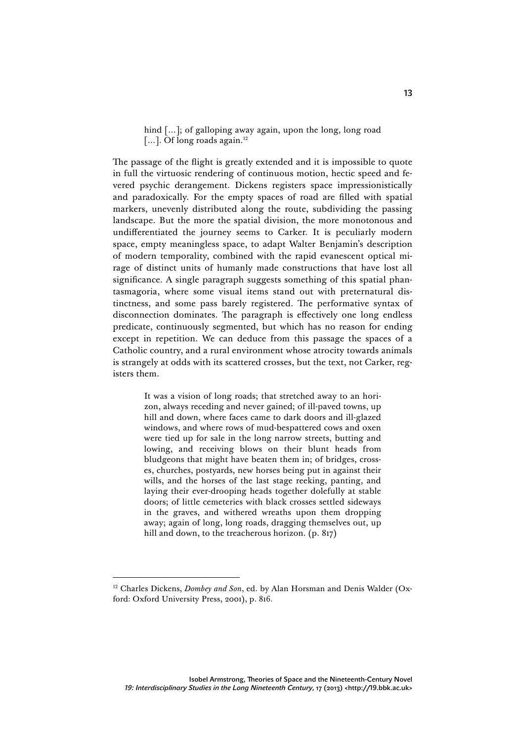> hind […]; of galloping away again, upon the long, long road […]. Of long roads again.[12]

The passage of the flight is greatly extended and it is impossible to quote in full the virtuosic rendering of continuous motion, hectic speed and fevered psychic derangement. Dickens registers space impressionistically and paradoxically. For the empty spaces of road are filled with spatial markers, unevenly distributed along the route, subdividing the passing landscape. But the more the spatial division, the more monotonous and undifferentiated the journey seems to Carker. It is peculiarly modern space, empty meaningless space, to adapt Walter Benjamin's description of modern temporality, combined with the rapid evanescent optical mirage of distinct units of humanly made constructions that have lost all significance. A single paragraph suggests something of this spatial phantasmagoria, where some visual items stand out with preternatural distinctness, and some pass barely registered. The performative syntax of disconnection dominates. The paragraph is effectively one long endless predicate, continuously segmented, but which has no reason for ending except in repetition. We can deduce from this passage the spaces of a Catholic country, and a rural environment whose atrocity towards animals is strangely at odds with its scattered crosses, but the text, not Carker, registers them.

> It was a vision of long roads; that stretched away to an horizon, always receding and never gained; of ill-paved towns, up hill and down, where faces came to dark doors and ill-glazed windows, and where rows of mud-bespattered cows and oxen were tied up for sale in the long narrow streets, butting and lowing, and receiving blows on their blunt heads from bludgeons that might have beaten them in; of bridges, crosses, churches, postyards, new horses being put in against their wills, and the horses of the last stage reeking, panting, and laying their ever-drooping heads together dolefully at stable doors; of little cemeteries with black crosses settled sideways in the graves, and withered wreaths upon them dropping away; again of long, long roads, dragging themselves out, up hill and down, to the treacherous horizon. (p. 817)

---

[12] Charles Dickens, *Dombey and Son*, ed. by Alan Horsman and Denis Walder (Oxford: Oxford University Press, 2001), p. 816.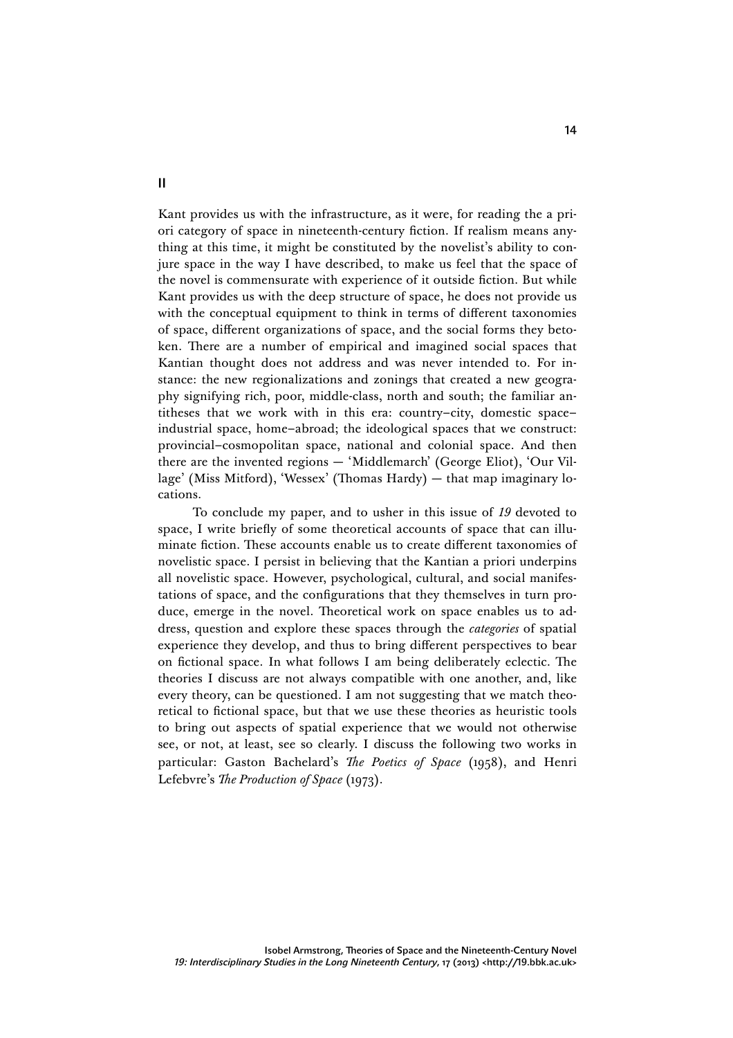## II

Kant provides us with the infrastructure, as it were, for reading the a priori category of space in nineteenth-century fiction. If realism means anything at this time, it might be constituted by the novelist's ability to conjure space in the way I have described, to make us feel that the space of the novel is commensurate with experience of it outside fiction. But while Kant provides us with the deep structure of space, he does not provide us with the conceptual equipment to think in terms of different taxonomies of space, different organizations of space, and the social forms they betoken. There are a number of empirical and imagined social spaces that Kantian thought does not address and was never intended to. For instance: the new regionalizations and zonings that created a new geography signifying rich, poor, middle-class, north and south; the familiar antitheses that we work with in this era: country–city, domestic space–industrial space, home–abroad; the ideological spaces that we construct: provincial–cosmopolitan space, national and colonial space. And then there are the invented regions — 'Middlemarch' (George Eliot), 'Our Village' (Miss Mitford), 'Wessex' (Thomas Hardy) — that map imaginary locations.

To conclude my paper, and to usher in this issue of *19* devoted to space, I write briefly of some theoretical accounts of space that can illuminate fiction. These accounts enable us to create different taxonomies of novelistic space. I persist in believing that the Kantian a priori underpins all novelistic space. However, psychological, cultural, and social manifestations of space, and the configurations that they themselves in turn produce, emerge in the novel. Theoretical work on space enables us to address, question and explore these spaces through the *categories* of spatial experience they develop, and thus to bring different perspectives to bear on fictional space. In what follows I am being deliberately eclectic. The theories I discuss are not always compatible with one another, and, like every theory, can be questioned. I am not suggesting that we match theoretical to fictional space, but that we use these theories as heuristic tools to bring out aspects of spatial experience that we would not otherwise see, or not, at least, see so clearly. I discuss the following two works in particular: Gaston Bachelard's *The Poetics of Space* (1958), and Henri Lefebvre's *The Production of Space* (1973).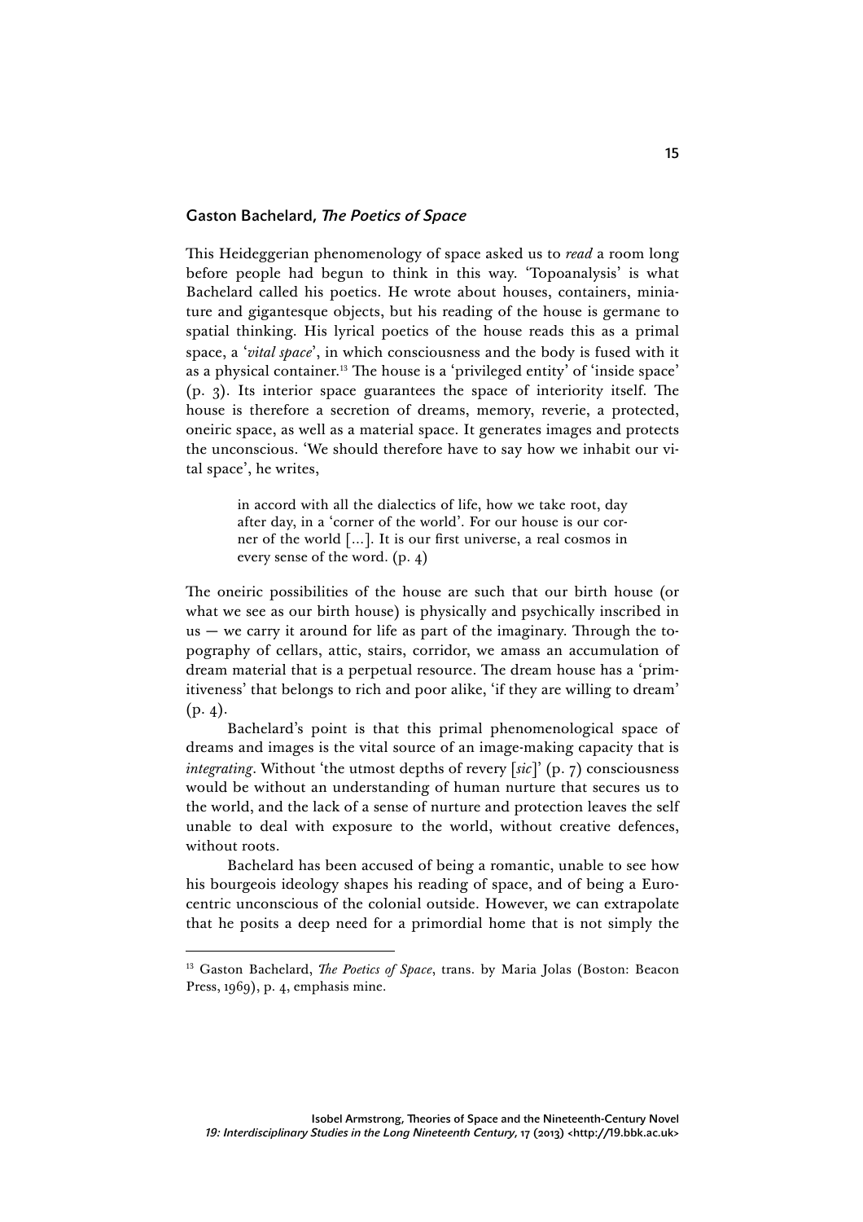## Gaston Bachelard, *The Poetics of Space*

This Heideggerian phenomenology of space asked us to *read* a room long before people had begun to think in this way. 'Topoanalysis' is what Bachelard called his poetics. He wrote about houses, containers, miniature and gigantesque objects, but his reading of the house is germane to spatial thinking. His lyrical poetics of the house reads this as a primal space, a '*vital space*', in which consciousness and the body is fused with it as a physical container.[13] The house is a 'privileged entity' of 'inside space' (p. 3). Its interior space guarantees the space of interiority itself. The house is therefore a secretion of dreams, memory, reverie, a protected, oneiric space, as well as a material space. It generates images and protects the unconscious. 'We should therefore have to say how we inhabit our vital space', he writes,

> in accord with all the dialectics of life, how we take root, day after day, in a 'corner of the world'. For our house is our corner of the world [...]. It is our first universe, a real cosmos in every sense of the word. (p. 4)

The oneiric possibilities of the house are such that our birth house (or what we see as our birth house) is physically and psychically inscribed in us — we carry it around for life as part of the imaginary. Through the topography of cellars, attic, stairs, corridor, we amass an accumulation of dream material that is a perpetual resource. The dream house has a 'primitiveness' that belongs to rich and poor alike, 'if they are willing to dream' (p. 4).

Bachelard's point is that this primal phenomenological space of dreams and images is the vital source of an image-making capacity that is *integrating*. Without 'the utmost depths of revery [*sic*]' (p. 7) consciousness would be without an understanding of human nurture that secures us to the world, and the lack of a sense of nurture and protection leaves the self unable to deal with exposure to the world, without creative defences, without roots.

Bachelard has been accused of being a romantic, unable to see how his bourgeois ideology shapes his reading of space, and of being a Eurocentric unconscious of the colonial outside. However, we can extrapolate that he posits a deep need for a primordial home that is not simply the

---

[13] Gaston Bachelard, *The Poetics of Space*, trans. by Maria Jolas (Boston: Beacon Press, 1969), p. 4, emphasis mine.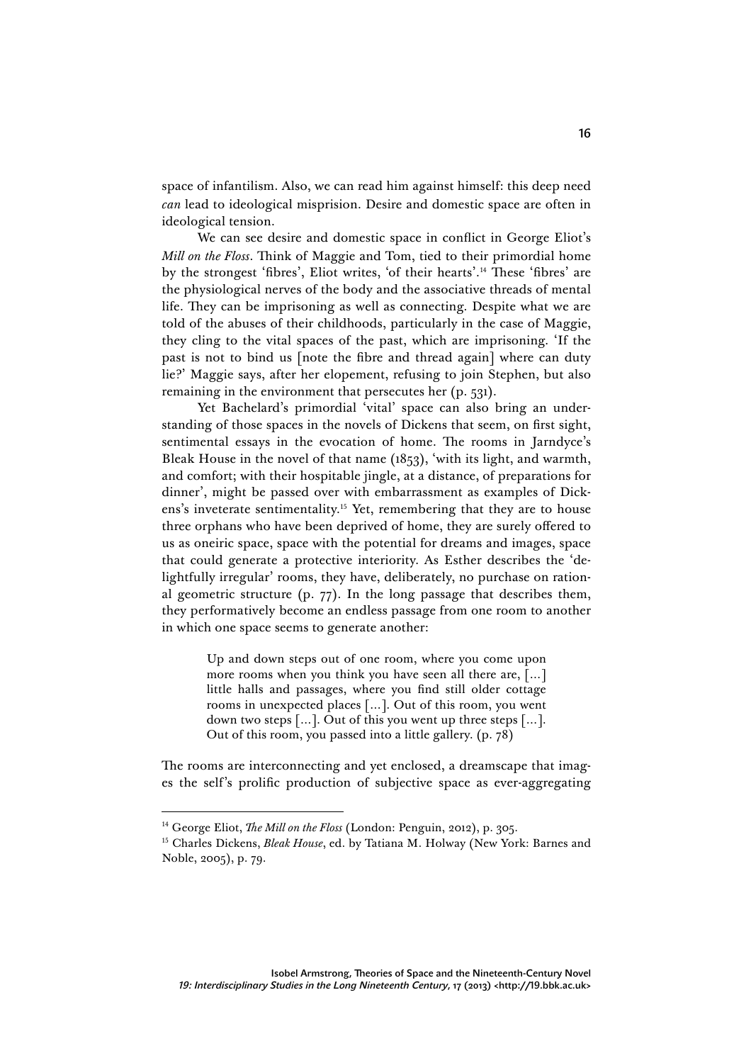space of infantilism. Also, we can read him against himself: this deep need *can* lead to ideological misprision. Desire and domestic space are often in ideological tension.

We can see desire and domestic space in conflict in George Eliot's *Mill on the Floss*. Think of Maggie and Tom, tied to their primordial home by the strongest 'fibres', Eliot writes, 'of their hearts'.[14] These 'fibres' are the physiological nerves of the body and the associative threads of mental life. They can be imprisoning as well as connecting. Despite what we are told of the abuses of their childhoods, particularly in the case of Maggie, they cling to the vital spaces of the past, which are imprisoning. 'If the past is not to bind us [note the fibre and thread again] where can duty lie?' Maggie says, after her elopement, refusing to join Stephen, but also remaining in the environment that persecutes her (p. 531).

Yet Bachelard's primordial 'vital' space can also bring an understanding of those spaces in the novels of Dickens that seem, on first sight, sentimental essays in the evocation of home. The rooms in Jarndyce's Bleak House in the novel of that name (1853), 'with its light, and warmth, and comfort; with their hospitable jingle, at a distance, of preparations for dinner', might be passed over with embarrassment as examples of Dickens's inveterate sentimentality.[15] Yet, remembering that they are to house three orphans who have been deprived of home, they are surely offered to us as oneiric space, space with the potential for dreams and images, space that could generate a protective interiority. As Esther describes the 'delightfully irregular' rooms, they have, deliberately, no purchase on rational geometric structure (p. 77). In the long passage that describes them, they performatively become an endless passage from one room to another in which one space seems to generate another:

> Up and down steps out of one room, where you come upon more rooms when you think you have seen all there are, [...] little halls and passages, where you find still older cottage rooms in unexpected places [...]. Out of this room, you went down two steps [...]. Out of this you went up three steps [...]. Out of this room, you passed into a little gallery. (p. 78)

The rooms are interconnecting and yet enclosed, a dreamscape that images the self's prolific production of subjective space as ever-aggregating

---

[14] George Eliot, *The Mill on the Floss* (London: Penguin, 2012), p. 305.

[15] Charles Dickens, *Bleak House*, ed. by Tatiana M. Holway (New York: Barnes and Noble, 2005), p. 79.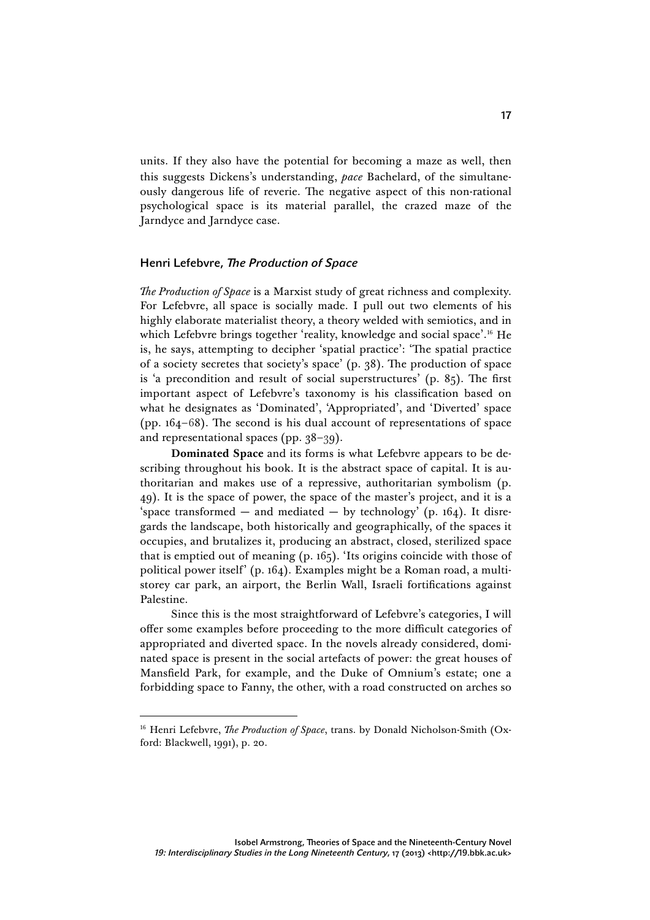units. If they also have the potential for becoming a maze as well, then this suggests Dickens's understanding, *pace* Bachelard, of the simultaneously dangerous life of reverie. The negative aspect of this non-rational psychological space is its material parallel, the crazed maze of the Jarndyce and Jarndyce case.

## Henri Lefebvre, *The Production of Space*

*The Production of Space* is a Marxist study of great richness and complexity. For Lefebvre, all space is socially made. I pull out two elements of his highly elaborate materialist theory, a theory welded with semiotics, and in which Lefebvre brings together 'reality, knowledge and social space'.[16] He is, he says, attempting to decipher 'spatial practice': 'The spatial practice of a society secretes that society's space' (p. 38). The production of space is 'a precondition and result of social superstructures' (p. 85). The first important aspect of Lefebvre's taxonomy is his classification based on what he designates as 'Dominated', 'Appropriated', and 'Diverted' space (pp. 164–68). The second is his dual account of representations of space and representational spaces (pp. 38–39).

**Dominated Space** and its forms is what Lefebvre appears to be describing throughout his book. It is the abstract space of capital. It is authoritarian and makes use of a repressive, authoritarian symbolism (p. 49). It is the space of power, the space of the master's project, and it is a 'space transformed — and mediated — by technology' (p. 164). It disregards the landscape, both historically and geographically, of the spaces it occupies, and brutalizes it, producing an abstract, closed, sterilized space that is emptied out of meaning (p. 165). 'Its origins coincide with those of political power itself' (p. 164). Examples might be a Roman road, a multi-storey car park, an airport, the Berlin Wall, Israeli fortifications against Palestine.

Since this is the most straightforward of Lefebvre's categories, I will offer some examples before proceeding to the more difficult categories of appropriated and diverted space. In the novels already considered, dominated space is present in the social artefacts of power: the great houses of Mansfield Park, for example, and the Duke of Omnium's estate; one a forbidding space to Fanny, the other, with a road constructed on arches so

---

[16] Henri Lefebvre, *The Production of Space*, trans. by Donald Nicholson-Smith (Oxford: Blackwell, 1991), p. 20.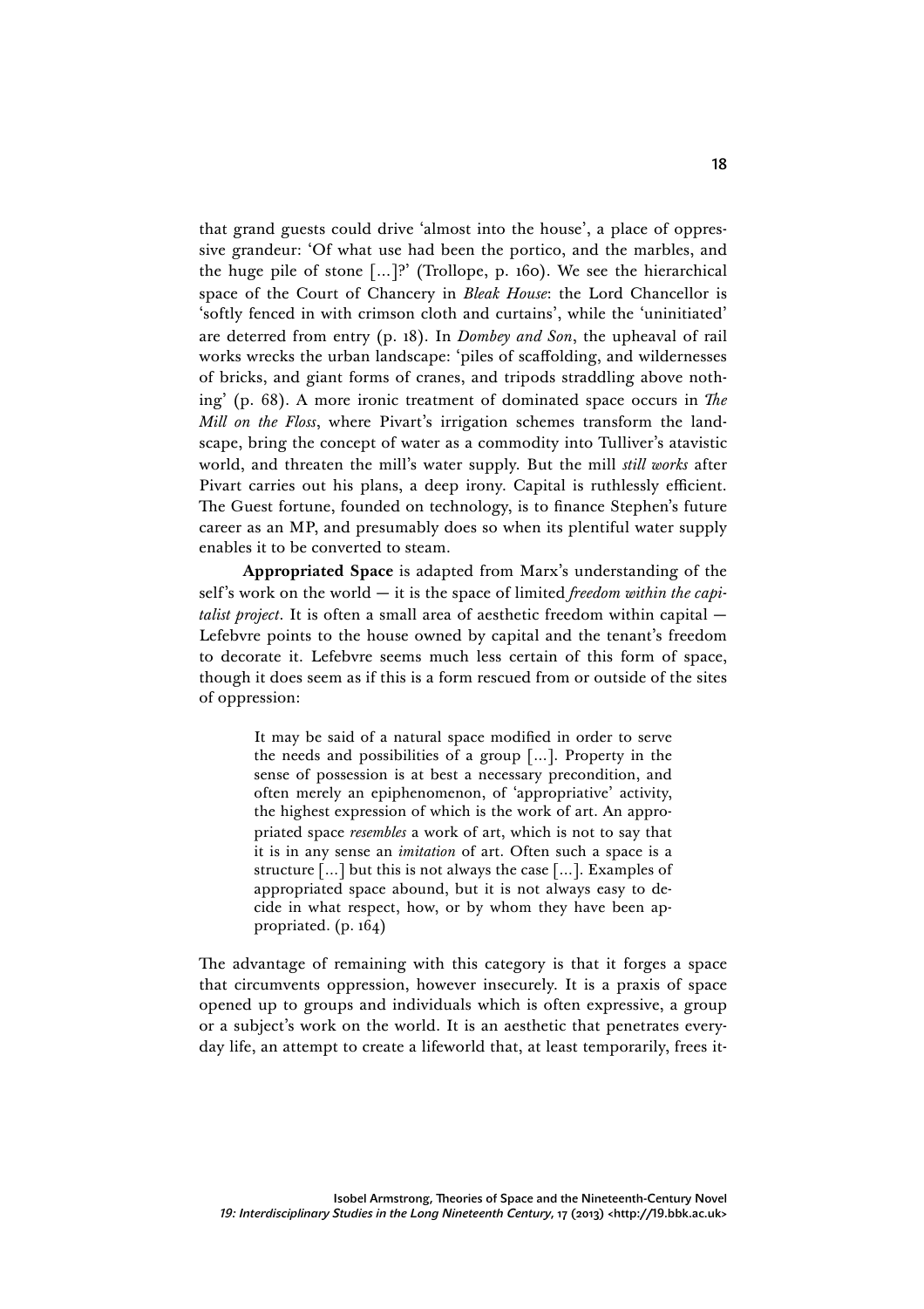that grand guests could drive 'almost into the house', a place of oppressive grandeur: 'Of what use had been the portico, and the marbles, and the huge pile of stone [...]?' (Trollope, p. 160). We see the hierarchical space of the Court of Chancery in *Bleak House*: the Lord Chancellor is 'softly fenced in with crimson cloth and curtains', while the 'uninitiated' are deterred from entry (p. 18). In *Dombey and Son*, the upheaval of rail works wrecks the urban landscape: 'piles of scaffolding, and wildernesses of bricks, and giant forms of cranes, and tripods straddling above nothing' (p. 68). A more ironic treatment of dominated space occurs in *The Mill on the Floss*, where Pivart's irrigation schemes transform the landscape, bring the concept of water as a commodity into Tulliver's atavistic world, and threaten the mill's water supply. But the mill *still works* after Pivart carries out his plans, a deep irony. Capital is ruthlessly efficient. The Guest fortune, founded on technology, is to finance Stephen's future career as an MP, and presumably does so when its plentiful water supply enables it to be converted to steam.

**Appropriated Space** is adapted from Marx's understanding of the self's work on the world — it is the space of limited *freedom within the capitalist project*. It is often a small area of aesthetic freedom within capital — Lefebvre points to the house owned by capital and the tenant's freedom to decorate it. Lefebvre seems much less certain of this form of space, though it does seem as if this is a form rescued from or outside of the sites of oppression:

> It may be said of a natural space modified in order to serve the needs and possibilities of a group [...]. Property in the sense of possession is at best a necessary precondition, and often merely an epiphenomenon, of 'appropriative' activity, the highest expression of which is the work of art. An appropriated space *resembles* a work of art, which is not to say that it is in any sense an *imitation* of art. Often such a space is a structure [...] but this is not always the case [...]. Examples of appropriated space abound, but it is not always easy to decide in what respect, how, or by whom they have been appropriated. (p. 164)

The advantage of remaining with this category is that it forges a space that circumvents oppression, however insecurely. It is a praxis of space opened up to groups and individuals which is often expressive, a group or a subject's work on the world. It is an aesthetic that penetrates everyday life, an attempt to create a lifeworld that, at least temporarily, frees it-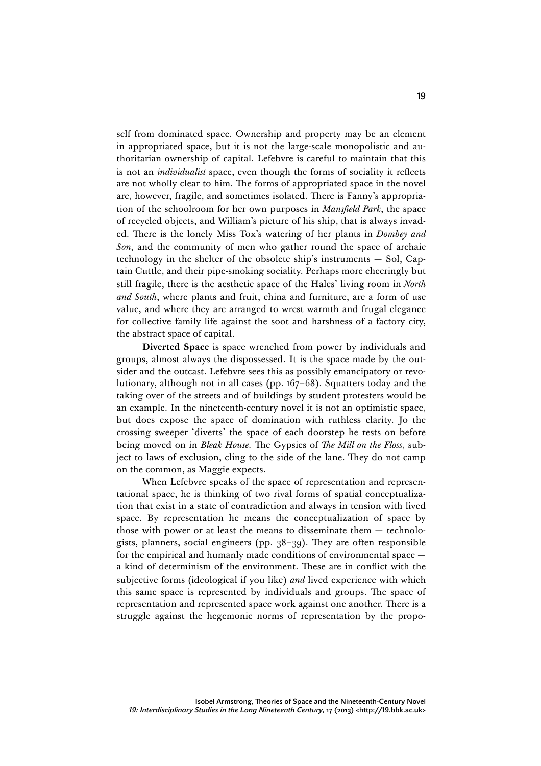self from dominated space. Ownership and property may be an element in appropriated space, but it is not the large-scale monopolistic and authoritarian ownership of capital. Lefebvre is careful to maintain that this is not an *individualist* space, even though the forms of sociality it reflects are not wholly clear to him. The forms of appropriated space in the novel are, however, fragile, and sometimes isolated. There is Fanny's appropriation of the schoolroom for her own purposes in *Mansfield Park*, the space of recycled objects, and William's picture of his ship, that is always invaded. There is the lonely Miss Tox's watering of her plants in *Dombey and Son*, and the community of men who gather round the space of archaic technology in the shelter of the obsolete ship's instruments — Sol, Captain Cuttle, and their pipe-smoking sociality. Perhaps more cheeringly but still fragile, there is the aesthetic space of the Hales' living room in *North and South*, where plants and fruit, china and furniture, are a form of use value, and where they are arranged to wrest warmth and frugal elegance for collective family life against the soot and harshness of a factory city, the abstract space of capital.

**Diverted Space** is space wrenched from power by individuals and groups, almost always the dispossessed. It is the space made by the outsider and the outcast. Lefebvre sees this as possibly emancipatory or revolutionary, although not in all cases (pp. 167–68). Squatters today and the taking over of the streets and of buildings by student protesters would be an example. In the nineteenth-century novel it is not an optimistic space, but does expose the space of domination with ruthless clarity. Jo the crossing sweeper 'diverts' the space of each doorstep he rests on before being moved on in *Bleak House*. The Gypsies of *The Mill on the Floss*, subject to laws of exclusion, cling to the side of the lane. They do not camp on the common, as Maggie expects.

When Lefebvre speaks of the space of representation and representational space, he is thinking of two rival forms of spatial conceptualization that exist in a state of contradiction and always in tension with lived space. By representation he means the conceptualization of space by those with power or at least the means to disseminate them — technologists, planners, social engineers (pp. 38–39). They are often responsible for the empirical and humanly made conditions of environmental space — a kind of determinism of the environment. These are in conflict with the subjective forms (ideological if you like) *and* lived experience with which this same space is represented by individuals and groups. The space of representation and represented space work against one another. There is a struggle against the hegemonic norms of representation by the propo-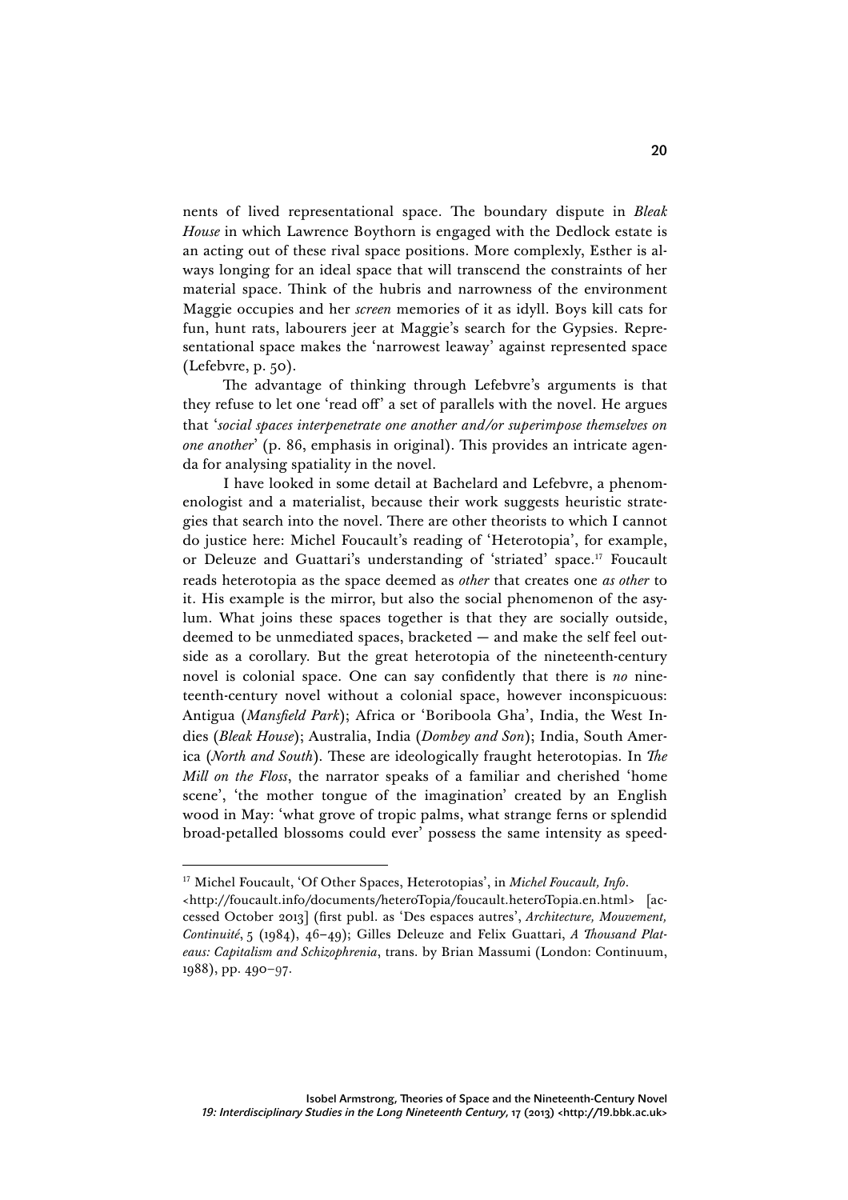nents of lived representational space. The boundary dispute in *Bleak House* in which Lawrence Boythorn is engaged with the Dedlock estate is an acting out of these rival space positions. More complexly, Esther is always longing for an ideal space that will transcend the constraints of her material space. Think of the hubris and narrowness of the environment Maggie occupies and her *screen* memories of it as idyll. Boys kill cats for fun, hunt rats, labourers jeer at Maggie's search for the Gypsies. Representational space makes the 'narrowest leaway' against represented space (Lefebvre, p. 50).

The advantage of thinking through Lefebvre's arguments is that they refuse to let one 'read off' a set of parallels with the novel. He argues that '*social spaces interpenetrate one another and/or superimpose themselves on one another*' (p. 86, emphasis in original). This provides an intricate agenda for analysing spatiality in the novel.

I have looked in some detail at Bachelard and Lefebvre, a phenomenologist and a materialist, because their work suggests heuristic strategies that search into the novel. There are other theorists to which I cannot do justice here: Michel Foucault's reading of 'Heterotopia', for example, or Deleuze and Guattari's understanding of 'striated' space.[17] Foucault reads heterotopia as the space deemed as *other* that creates one *as other* to it. His example is the mirror, but also the social phenomenon of the asylum. What joins these spaces together is that they are socially outside, deemed to be unmediated spaces, bracketed — and make the self feel outside as a corollary. But the great heterotopia of the nineteenth-century novel is colonial space. One can say confidently that there is *no* nineteenth-century novel without a colonial space, however inconspicuous: Antigua (*Mansfield Park*); Africa or 'Boriboola Gha', India, the West Indies (*Bleak House*); Australia, India (*Dombey and Son*); India, South America (*North and South*). These are ideologically fraught heterotopias. In *The Mill on the Floss*, the narrator speaks of a familiar and cherished 'home scene', 'the mother tongue of the imagination' created by an English wood in May: 'what grove of tropic palms, what strange ferns or splendid broad-petalled blossoms could ever' possess the same intensity as speed-

---

[17] Michel Foucault, 'Of Other Spaces, Heterotopias', in *Michel Foucault, Info*. <http://foucault.info/documents/heteroTopia/foucault.heteroTopia.en.html> [accessed October 2013] (first publ. as 'Des espaces autres', *Architecture, Mouvement, Continuité*, 5 (1984), 46–49); Gilles Deleuze and Felix Guattari, *A Thousand Plateaus: Capitalism and Schizophrenia*, trans. by Brian Massumi (London: Continuum, 1988), pp. 490–97.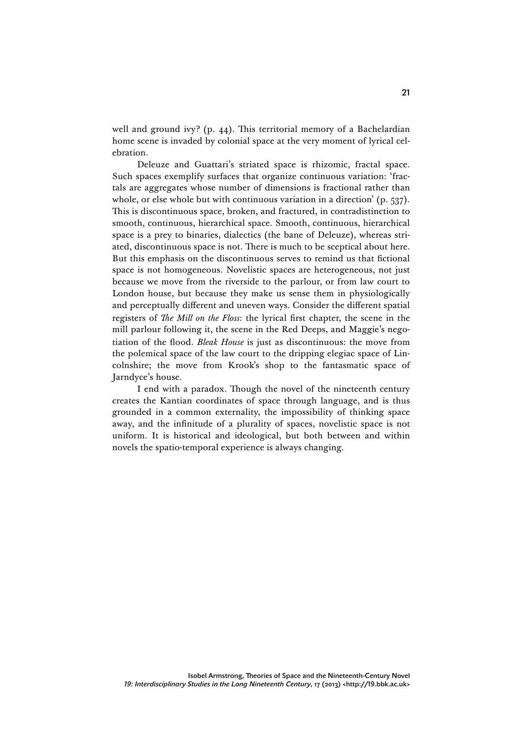well and ground ivy? (p. 44). This territorial memory of a Bachelardian home scene is invaded by colonial space at the very moment of lyrical celebration.

Deleuze and Guattari's striated space is rhizomic, fractal space. Such spaces exemplify surfaces that organize continuous variation: 'fractals are aggregates whose number of dimensions is fractional rather than whole, or else whole but with continuous variation in a direction' (p. 537). This is discontinuous space, broken, and fractured, in contradistinction to smooth, continuous, hierarchical space. Smooth, continuous, hierarchical space is a prey to binaries, dialectics (the bane of Deleuze), whereas striated, discontinuous space is not. There is much to be sceptical about here. But this emphasis on the discontinuous serves to remind us that fictional space is not homogeneous. Novelistic spaces are heterogeneous, not just because we move from the riverside to the parlour, or from law court to London house, but because they make us sense them in physiologically and perceptually different and uneven ways. Consider the different spatial registers of *The Mill on the Floss*: the lyrical first chapter, the scene in the mill parlour following it, the scene in the Red Deeps, and Maggie's negotiation of the flood. *Bleak House* is just as discontinuous: the move from the polemical space of the law court to the dripping elegiac space of Lincolnshire; the move from Krook's shop to the fantasmatic space of Jarndyce's house.

I end with a paradox. Though the novel of the nineteenth century creates the Kantian coordinates of space through language, and is thus grounded in a common externality, the impossibility of thinking space away, and the infinitude of a plurality of spaces, novelistic space is not uniform. It is historical and ideological, but both between and within novels the spatio-temporal experience is always changing.